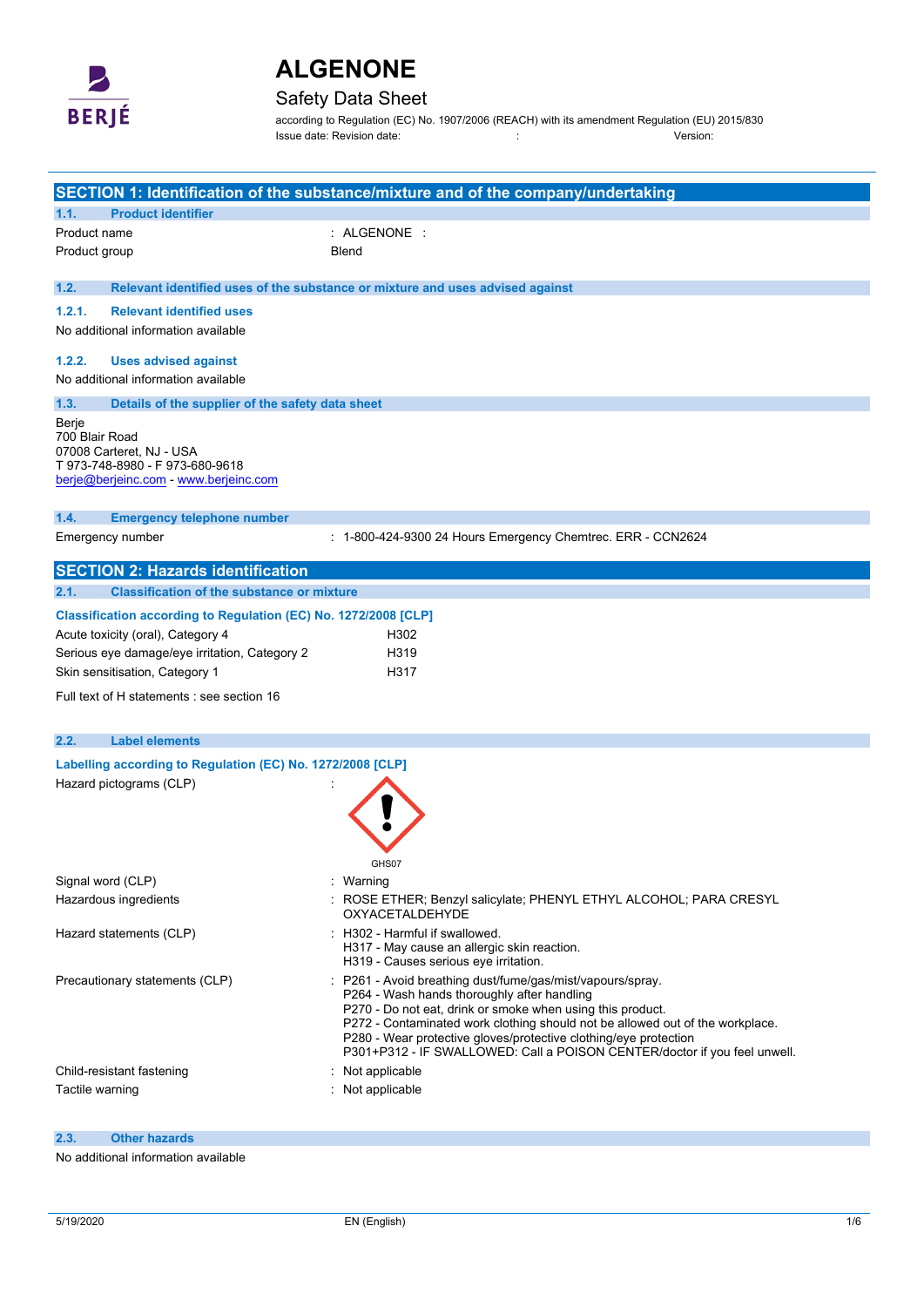# ALGENONE

## Safety Data Sheet

according to Regulation (EC) No. 1907/2006 (REACH) with its amendment Regulation (EU) 2015/830
Issue date: Revision date: : Version:

## SECTION 1: Identification of the substance/mixture and of the company/undertaking

### 1.1. Product identifier

| | |
|---|---|
| Product name | : ALGENONE : |
| Product group | Blend |

### 1.2. Relevant identified uses of the substance or mixture and uses advised against

#### 1.2.1. Relevant identified uses

No additional information available

#### 1.2.2. Uses advised against

No additional information available

### 1.3. Details of the supplier of the safety data sheet

Berje
700 Blair Road
07008 Carteret, NJ - USA
T 973-748-8980 - F 973-680-9618
berje@berjeinc.com - www.berjeinc.com

### 1.4. Emergency telephone number

| | |
|---|---|
| Emergency number | : 1-800-424-9300 24 Hours Emergency Chemtrec. ERR - CCN2624 |

## SECTION 2: Hazards identification

### 2.1. Classification of the substance or mixture

**Classification according to Regulation (EC) No. 1272/2008 [CLP]**

| | |
|---|---|
| Acute toxicity (oral), Category 4 | H302 |
| Serious eye damage/eye irritation, Category 2 | H319 |
| Skin sensitisation, Category 1 | H317 |

Full text of H statements : see section 16

### 2.2. Label elements

**Labelling according to Regulation (EC) No. 1272/2008 [CLP]**

Hazard pictograms (CLP) :

GHS07

| | |
|---|---|
| Signal word (CLP) | : Warning |
| Hazardous ingredients | : ROSE ETHER; Benzyl salicylate; PHENYL ETHYL ALCOHOL; PARA CRESYL OXYACETALDEHYDE |
| Hazard statements (CLP) | : H302 - Harmful if swallowed.<br>H317 - May cause an allergic skin reaction.<br>H319 - Causes serious eye irritation. |
| Precautionary statements (CLP) | : P261 - Avoid breathing dust/fume/gas/mist/vapours/spray.<br>P264 - Wash hands thoroughly after handling<br>P270 - Do not eat, drink or smoke when using this product.<br>P272 - Contaminated work clothing should not be allowed out of the workplace.<br>P280 - Wear protective gloves/protective clothing/eye protection<br>P301+P312 - IF SWALLOWED: Call a POISON CENTER/doctor if you feel unwell. |
| Child-resistant fastening | : Not applicable |
| Tactile warning | : Not applicable |

### 2.3. Other hazards

No additional information available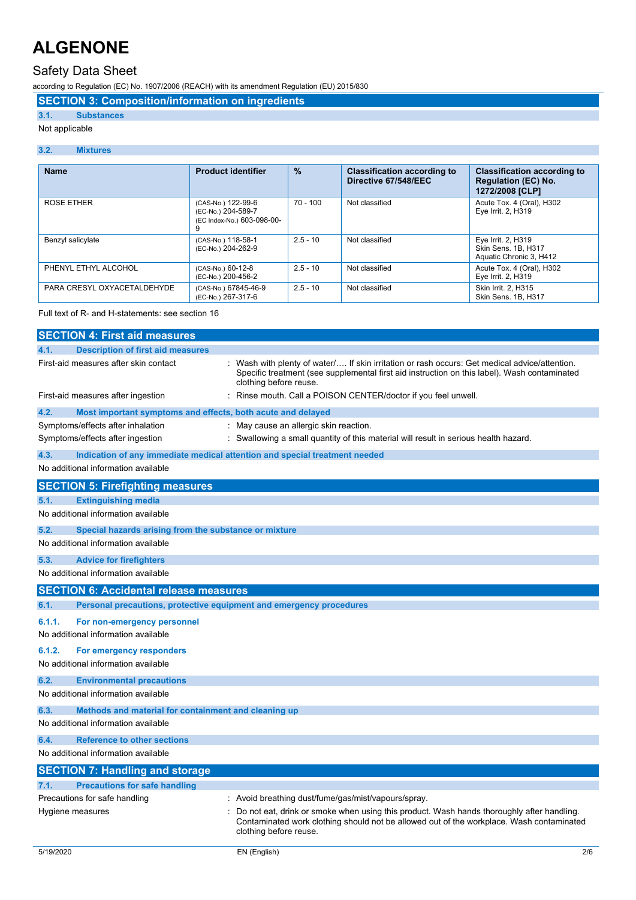## SECTION 3: Composition/information on ingredients

### 3.1. Substances

Not applicable

### 3.2. Mixtures

| Name | Product identifier | % | Classification according to Directive 67/548/EEC | Classification according to Regulation (EC) No. 1272/2008 [CLP] |
|---|---|---|---|---|
| ROSE ETHER | (CAS-No.) 122-99-6<br>(EC-No.) 204-589-7<br>(EC Index-No.) 603-098-00-9 | 70 - 100 | Not classified | Acute Tox. 4 (Oral), H302<br>Eye Irrit. 2, H319 |
| Benzyl salicylate | (CAS-No.) 118-58-1<br>(EC-No.) 204-262-9 | 2.5 - 10 | Not classified | Eye Irrit. 2, H319<br>Skin Sens. 1B, H317<br>Aquatic Chronic 3, H412 |
| PHENYL ETHYL ALCOHOL | (CAS-No.) 60-12-8<br>(EC-No.) 200-456-2 | 2.5 - 10 | Not classified | Acute Tox. 4 (Oral), H302<br>Eye Irrit. 2, H319 |
| PARA CRESYL OXYACETALDEHYDE | (CAS-No.) 67845-46-9<br>(EC-No.) 267-317-6 | 2.5 - 10 | Not classified | Skin Irrit. 2, H315<br>Skin Sens. 1B, H317 |

Full text of R- and H-statements: see section 16

## SECTION 4: First aid measures

### 4.1. Description of first aid measures

First-aid measures after skin contact : Wash with plenty of water/…. If skin irritation or rash occurs: Get medical advice/attention. Specific treatment (see supplemental first aid instruction on this label). Wash contaminated clothing before reuse.

First-aid measures after ingestion : Rinse mouth. Call a POISON CENTER/doctor if you feel unwell.

### 4.2. Most important symptoms and effects, both acute and delayed

Symptoms/effects after inhalation : May cause an allergic skin reaction.

Symptoms/effects after ingestion : Swallowing a small quantity of this material will result in serious health hazard.

### 4.3. Indication of any immediate medical attention and special treatment needed

No additional information available

## SECTION 5: Firefighting measures

### 5.1. Extinguishing media

No additional information available

### 5.2. Special hazards arising from the substance or mixture

No additional information available

### 5.3. Advice for firefighters

No additional information available

## SECTION 6: Accidental release measures

### 6.1. Personal precautions, protective equipment and emergency procedures

#### 6.1.1. For non-emergency personnel

No additional information available

#### 6.1.2. For emergency responders

No additional information available

### 6.2. Environmental precautions

No additional information available

### 6.3. Methods and material for containment and cleaning up

No additional information available

### 6.4. Reference to other sections

No additional information available

## SECTION 7: Handling and storage

### 7.1. Precautions for safe handling

Precautions for safe handling : Avoid breathing dust/fume/gas/mist/vapours/spray.

Hygiene measures : Do not eat, drink or smoke when using this product. Wash hands thoroughly after handling. Contaminated work clothing should not be allowed out of the workplace. Wash contaminated clothing before reuse.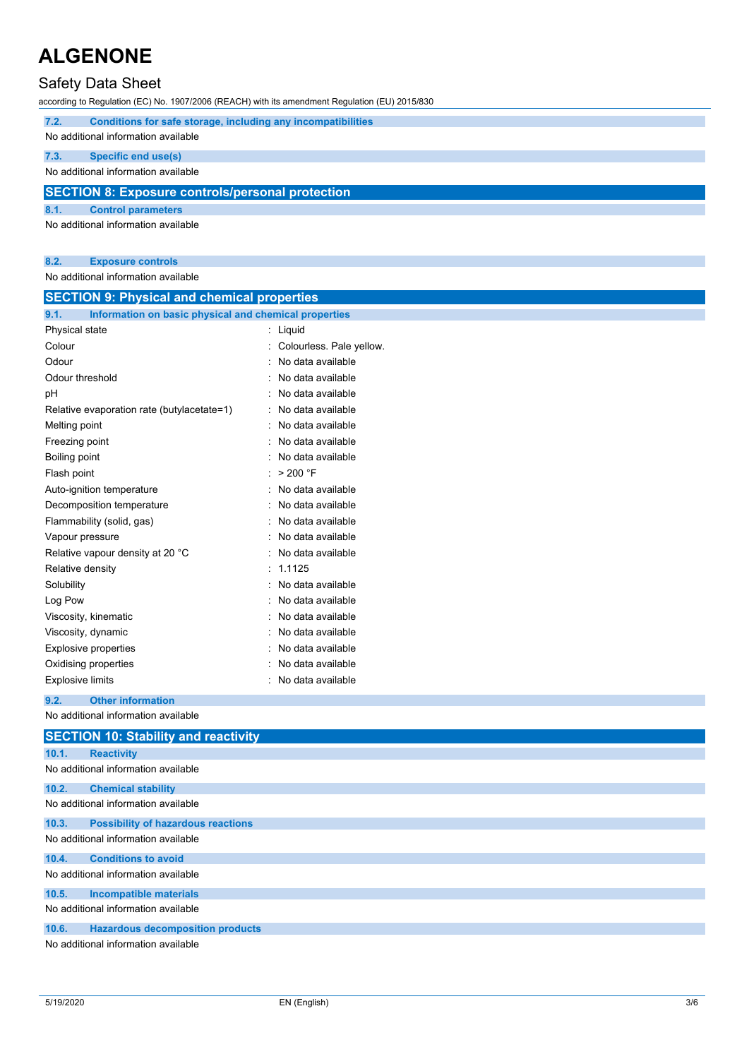### 7.2. Conditions for safe storage, including any incompatibilities

No additional information available

### 7.3. Specific end use(s)

No additional information available

## SECTION 8: Exposure controls/personal protection

### 8.1. Control parameters

No additional information available

### 8.2. Exposure controls

No additional information available

## SECTION 9: Physical and chemical properties

### 9.1. Information on basic physical and chemical properties

| | |
|---|---|
| Physical state | : Liquid |
| Colour | : Colourless. Pale yellow. |
| Odour | : No data available |
| Odour threshold | : No data available |
| pH | : No data available |
| Relative evaporation rate (butylacetate=1) | : No data available |
| Melting point | : No data available |
| Freezing point | : No data available |
| Boiling point | : No data available |
| Flash point | : > 200 °F |
| Auto-ignition temperature | : No data available |
| Decomposition temperature | : No data available |
| Flammability (solid, gas) | : No data available |
| Vapour pressure | : No data available |
| Relative vapour density at 20 °C | : No data available |
| Relative density | : 1.1125 |
| Solubility | : No data available |
| Log Pow | : No data available |
| Viscosity, kinematic | : No data available |
| Viscosity, dynamic | : No data available |
| Explosive properties | : No data available |
| Oxidising properties | : No data available |
| Explosive limits | : No data available |

### 9.2. Other information

No additional information available

## SECTION 10: Stability and reactivity

### 10.1. Reactivity

No additional information available

### 10.2. Chemical stability

No additional information available

### 10.3. Possibility of hazardous reactions

No additional information available

### 10.4. Conditions to avoid

No additional information available

### 10.5. Incompatible materials

No additional information available

### 10.6. Hazardous decomposition products

No additional information available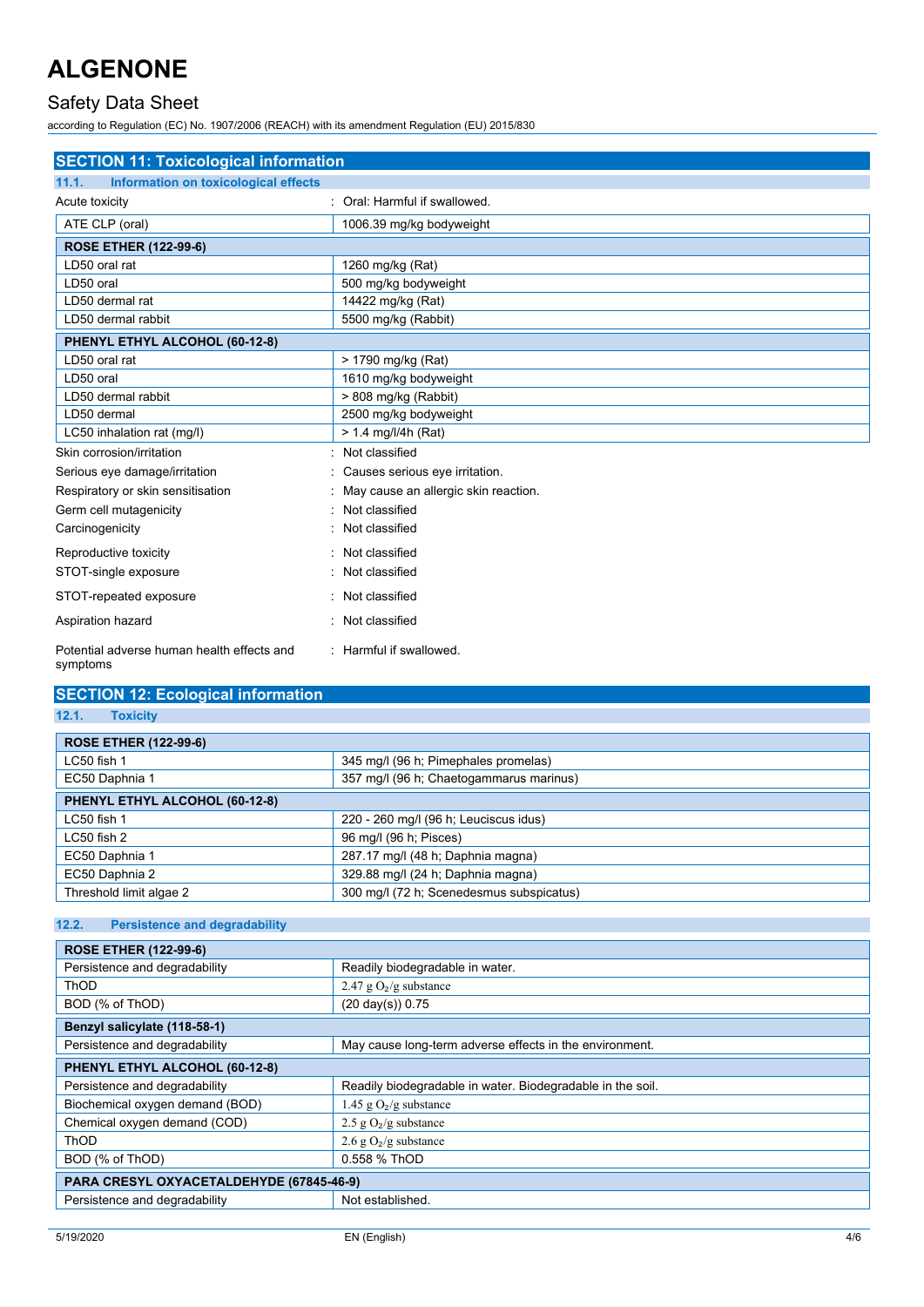## SECTION 11: Toxicological information

### 11.1. Information on toxicological effects

Acute toxicity : Oral: Harmful if swallowed.

| ATE CLP (oral) | 1006.39 mg/kg bodyweight |
|---|---|

| ROSE ETHER (122-99-6) | |
|---|---|
| LD50 oral rat | 1260 mg/kg (Rat) |
| LD50 oral | 500 mg/kg bodyweight |
| LD50 dermal rat | 14422 mg/kg (Rat) |
| LD50 dermal rabbit | 5500 mg/kg (Rabbit) |

| PHENYL ETHYL ALCOHOL (60-12-8) | |
|---|---|
| LD50 oral rat | > 1790 mg/kg (Rat) |
| LD50 oral | 1610 mg/kg bodyweight |
| LD50 dermal rabbit | > 808 mg/kg (Rabbit) |
| LD50 dermal | 2500 mg/kg bodyweight |
| LC50 inhalation rat (mg/l) | > 1.4 mg/l/4h (Rat) |

Skin corrosion/irritation : Not classified

Serious eye damage/irritation : Causes serious eye irritation.

Respiratory or skin sensitisation : May cause an allergic skin reaction.

Germ cell mutagenicity : Not classified

Carcinogenicity : Not classified

Reproductive toxicity : Not classified

STOT-single exposure : Not classified

STOT-repeated exposure : Not classified

Aspiration hazard : Not classified

Potential adverse human health effects and symptoms : Harmful if swallowed.

## SECTION 12: Ecological information

### 12.1. Toxicity

| ROSE ETHER (122-99-6) | |
|---|---|
| LC50 fish 1 | 345 mg/l (96 h; Pimephales promelas) |
| EC50 Daphnia 1 | 357 mg/l (96 h; Chaetogammarus marinus) |

| PHENYL ETHYL ALCOHOL (60-12-8) | |
|---|---|
| LC50 fish 1 | 220 - 260 mg/l (96 h; Leuciscus idus) |
| LC50 fish 2 | 96 mg/l (96 h; Pisces) |
| EC50 Daphnia 1 | 287.17 mg/l (48 h; Daphnia magna) |
| EC50 Daphnia 2 | 329.88 mg/l (24 h; Daphnia magna) |
| Threshold limit algae 2 | 300 mg/l (72 h; Scenedesmus subspicatus) |

### 12.2. Persistence and degradability

| ROSE ETHER (122-99-6) | |
|---|---|
| Persistence and degradability | Readily biodegradable in water. |
| ThOD | 2.47 g $O_2$/g substance |
| BOD (% of ThOD) | (20 day(s)) 0.75 |

| Benzyl salicylate (118-58-1) | |
|---|---|
| Persistence and degradability | May cause long-term adverse effects in the environment. |

| PHENYL ETHYL ALCOHOL (60-12-8) | |
|---|---|
| Persistence and degradability | Readily biodegradable in water. Biodegradable in the soil. |
| Biochemical oxygen demand (BOD) | 1.45 g $O_2$/g substance |
| Chemical oxygen demand (COD) | 2.5 g $O_2$/g substance |
| ThOD | 2.6 g $O_2$/g substance |
| BOD (% of ThOD) | 0.558 % ThOD |

| PARA CRESYL OXYACETALDEHYDE (67845-46-9) | |
|---|---|
| Persistence and degradability | Not established. |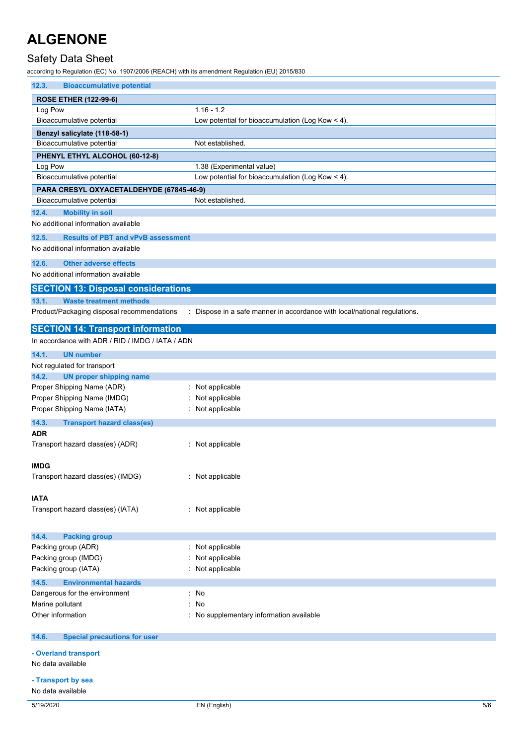### 12.3. Bioaccumulative potential

| ROSE ETHER (122-99-6) | |
|---|---|
| Log Pow | 1.16 - 1.2 |
| Bioaccumulative potential | Low potential for bioaccumulation (Log Kow < 4). |
| **Benzyl salicylate (118-58-1)** | |
| Bioaccumulative potential | Not established. |
| **PHENYL ETHYL ALCOHOL (60-12-8)** | |
| Log Pow | 1.38 (Experimental value) |
| Bioaccumulative potential | Low potential for bioaccumulation (Log Kow < 4). |
| **PARA CRESYL OXYACETALDEHYDE (67845-46-9)** | |
| Bioaccumulative potential | Not established. |

### 12.4. Mobility in soil

No additional information available

### 12.5. Results of PBT and vPvB assessment

No additional information available

### 12.6. Other adverse effects

No additional information available

## SECTION 13: Disposal considerations

### 13.1. Waste treatment methods

Product/Packaging disposal recommendations : Dispose in a safe manner in accordance with local/national regulations.

## SECTION 14: Transport information

In accordance with ADR / RID / IMDG / IATA / ADN

### 14.1. UN number

Not regulated for transport

### 14.2. UN proper shipping name

Proper Shipping Name (ADR) : Not applicable

Proper Shipping Name (IMDG) : Not applicable

Proper Shipping Name (IATA) : Not applicable

### 14.3. Transport hazard class(es)

**ADR**

Transport hazard class(es) (ADR) : Not applicable

**IMDG**

Transport hazard class(es) (IMDG) : Not applicable

**IATA**

Transport hazard class(es) (IATA) : Not applicable

### 14.4. Packing group

Packing group (ADR) : Not applicable

Packing group (IMDG) : Not applicable

Packing group (IATA) : Not applicable

### 14.5. Environmental hazards

Dangerous for the environment : No

Marine pollutant : No

Other information : No supplementary information available

### 14.6. Special precautions for user

**- Overland transport**

No data available

**- Transport by sea**

No data available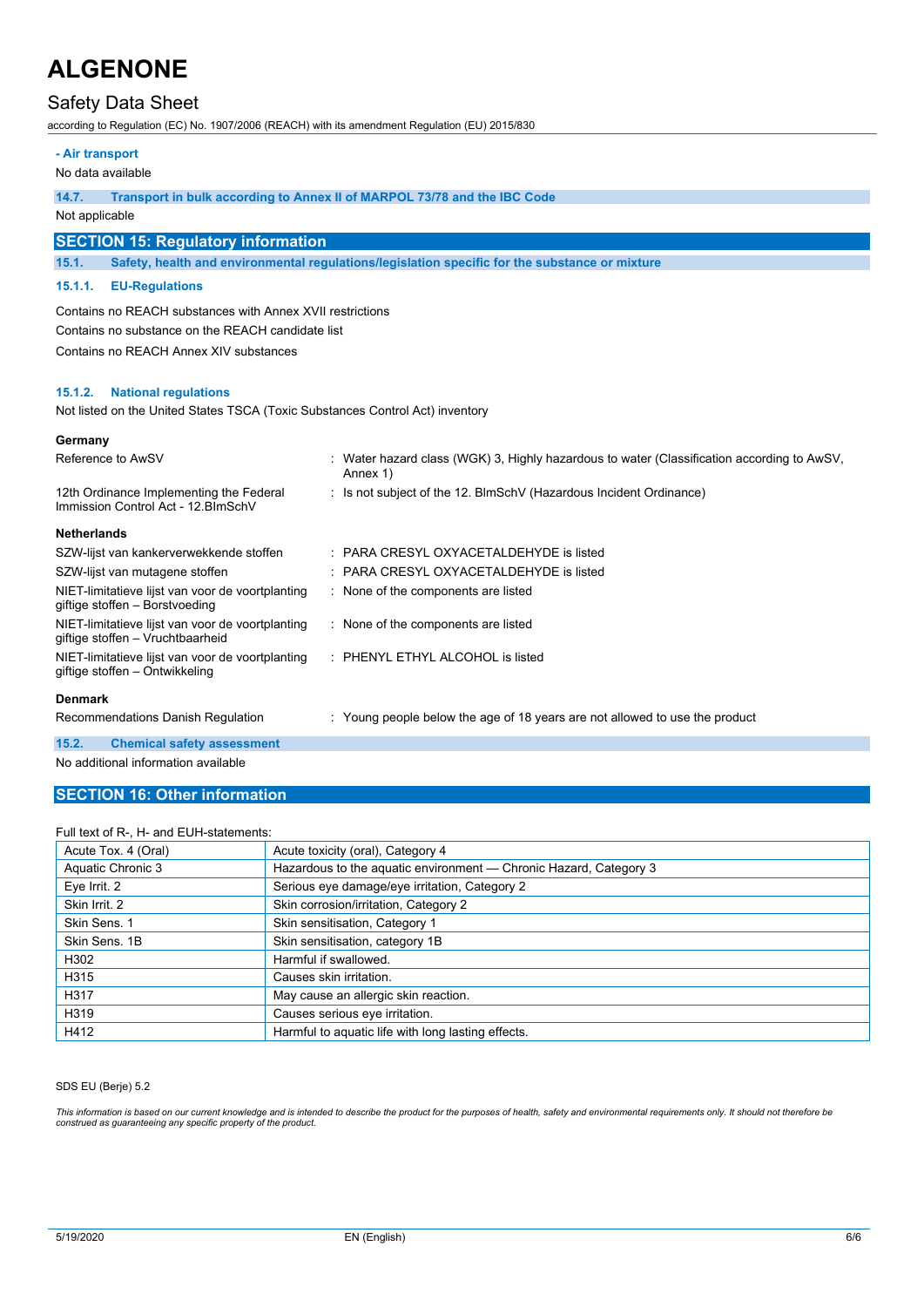**- Air transport**

No data available

### 14.7. Transport in bulk according to Annex II of MARPOL 73/78 and the IBC Code

Not applicable

## SECTION 15: Regulatory information

### 15.1. Safety, health and environmental regulations/legislation specific for the substance or mixture

#### 15.1.1. EU-Regulations

Contains no REACH substances with Annex XVII restrictions

Contains no substance on the REACH candidate list

Contains no REACH Annex XIV substances

#### 15.1.2. National regulations

Not listed on the United States TSCA (Toxic Substances Control Act) inventory

**Germany**

| | |
|---|---|
| Reference to AwSV | : Water hazard class (WGK) 3, Highly hazardous to water (Classification according to AwSV, Annex 1) |
| 12th Ordinance Implementing the Federal Immission Control Act - 12.BImSchV | : Is not subject of the 12. BImSchV (Hazardous Incident Ordinance) |

**Netherlands**

| | |
|---|---|
| SZW-lijst van kankerverwekkende stoffen | : PARA CRESYL OXYACETALDEHYDE is listed |
| SZW-lijst van mutagene stoffen | : PARA CRESYL OXYACETALDEHYDE is listed |
| NIET-limitatieve lijst van voor de voortplanting giftige stoffen – Borstvoeding | : None of the components are listed |
| NIET-limitatieve lijst van voor de voortplanting giftige stoffen – Vruchtbaarheid | : None of the components are listed |
| NIET-limitatieve lijst van voor de voortplanting giftige stoffen – Ontwikkeling | : PHENYL ETHYL ALCOHOL is listed |

**Denmark**

| | |
|---|---|
| Recommendations Danish Regulation | : Young people below the age of 18 years are not allowed to use the product |

### 15.2. Chemical safety assessment

No additional information available

## SECTION 16: Other information

Full text of R-, H- and EUH-statements:

| | |
|---|---|
| Acute Tox. 4 (Oral) | Acute toxicity (oral), Category 4 |
| Aquatic Chronic 3 | Hazardous to the aquatic environment — Chronic Hazard, Category 3 |
| Eye Irrit. 2 | Serious eye damage/eye irritation, Category 2 |
| Skin Irrit. 2 | Skin corrosion/irritation, Category 2 |
| Skin Sens. 1 | Skin sensitisation, Category 1 |
| Skin Sens. 1B | Skin sensitisation, category 1B |
| H302 | Harmful if swallowed. |
| H315 | Causes skin irritation. |
| H317 | May cause an allergic skin reaction. |
| H319 | Causes serious eye irritation. |
| H412 | Harmful to aquatic life with long lasting effects. |

SDS EU (Berje) 5.2

*This information is based on our current knowledge and is intended to describe the product for the purposes of health, safety and environmental requirements only. It should not therefore be construed as guaranteeing any specific property of the product.*